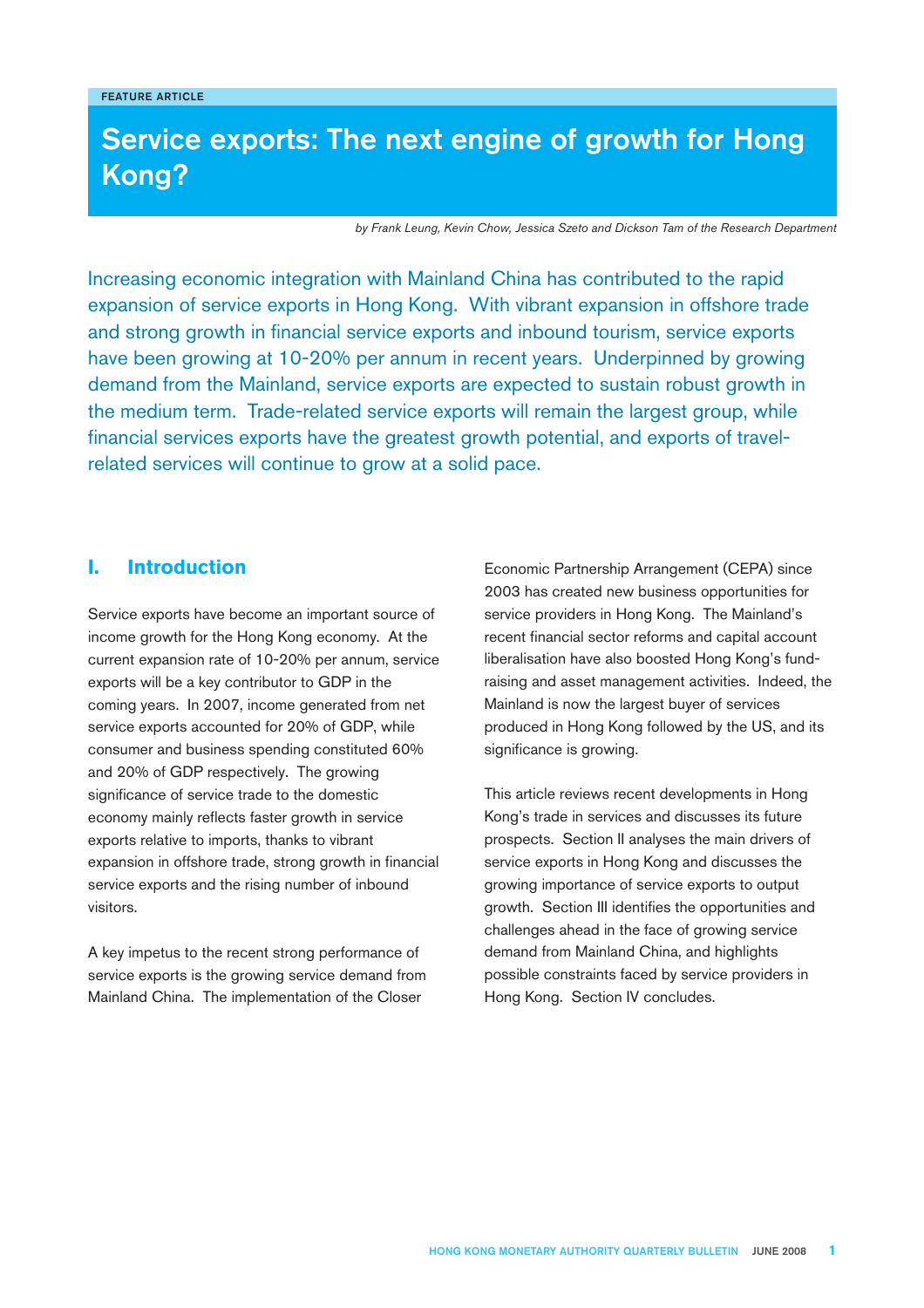FEATURE ARTICLE

# Service exports: The next engine of growth for Hong Kong?

*by Frank Leung, Kevin Chow, Jessica Szeto and Dickson Tam of the Research Department*

Increasing economic integration with Mainland China has contributed to the rapid expansion of service exports in Hong Kong. With vibrant expansion in offshore trade and strong growth in financial service exports and inbound tourism, service exports have been growing at 10-20% per annum in recent years. Underpinned by growing demand from the Mainland, service exports are expected to sustain robust growth in the medium term. Trade-related service exports will remain the largest group, while financial services exports have the greatest growth potential, and exports of travel-related services will continue to grow at a solid pace.

## I. Introduction

Service exports have become an important source of income growth for the Hong Kong economy. At the current expansion rate of 10-20% per annum, service exports will be a key contributor to GDP in the coming years. In 2007, income generated from net service exports accounted for 20% of GDP, while consumer and business spending constituted 60% and 20% of GDP respectively. The growing significance of service trade to the domestic economy mainly reflects faster growth in service exports relative to imports, thanks to vibrant expansion in offshore trade, strong growth in financial service exports and the rising number of inbound visitors.

A key impetus to the recent strong performance of service exports is the growing service demand from Mainland China. The implementation of the Closer Economic Partnership Arrangement (CEPA) since 2003 has created new business opportunities for service providers in Hong Kong. The Mainland's recent financial sector reforms and capital account liberalisation have also boosted Hong Kong's fund-raising and asset management activities. Indeed, the Mainland is now the largest buyer of services produced in Hong Kong followed by the US, and its significance is growing.

This article reviews recent developments in Hong Kong's trade in services and discusses its future prospects. Section II analyses the main drivers of service exports in Hong Kong and discusses the growing importance of service exports to output growth. Section III identifies the opportunities and challenges ahead in the face of growing service demand from Mainland China, and highlights possible constraints faced by service providers in Hong Kong. Section IV concludes.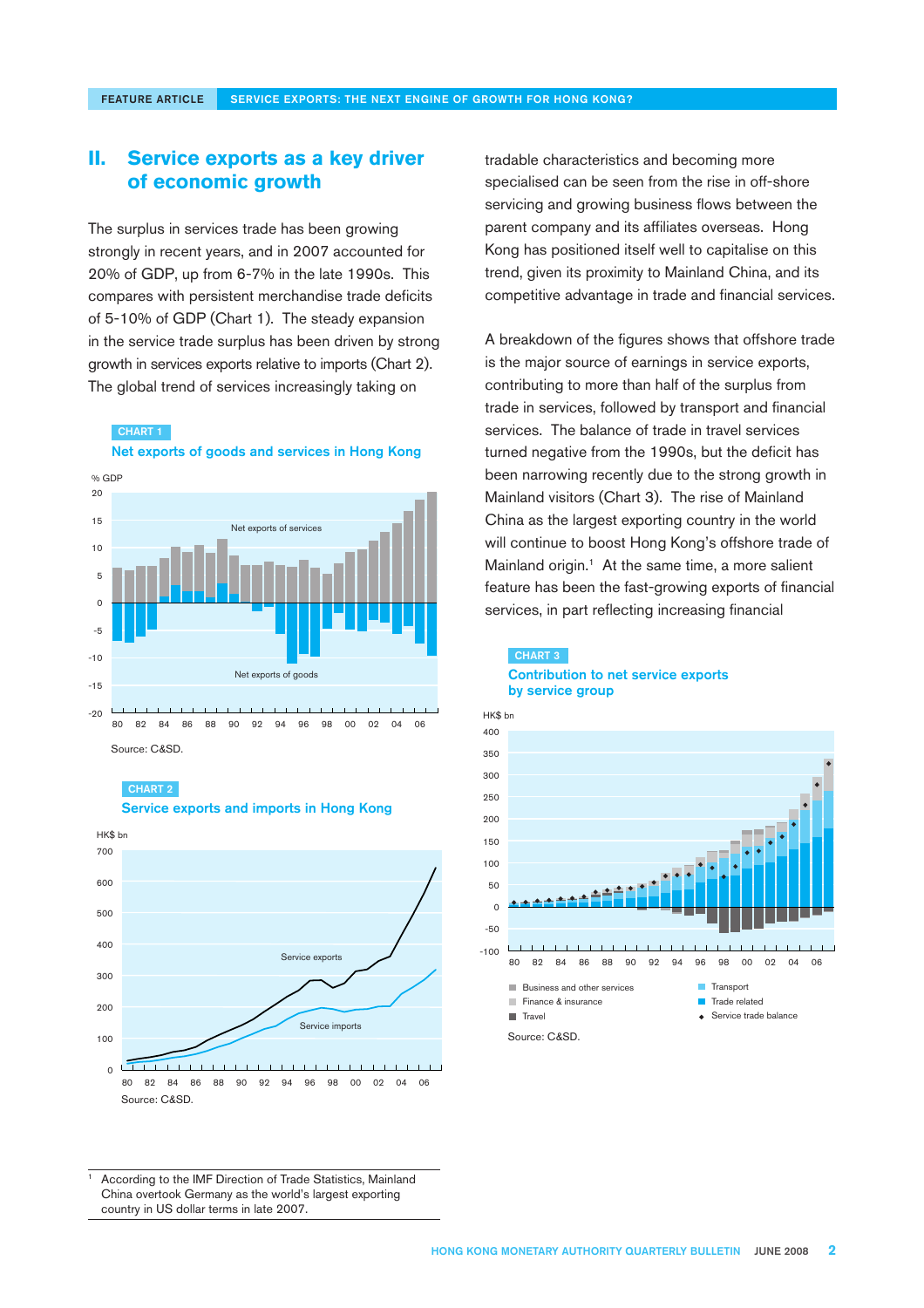## II. Service exports as a key driver of economic growth

The surplus in services trade has been growing strongly in recent years, and in 2007 accounted for 20% of GDP, up from 6-7% in the late 1990s. This compares with persistent merchandise trade deficits of 5-10% of GDP (Chart 1). The steady expansion in the service trade surplus has been driven by strong growth in services exports relative to imports (Chart 2). The global trend of services increasingly taking on tradable characteristics and becoming more specialised can be seen from the rise in off-shore servicing and growing business flows between the parent company and its affiliates overseas. Hong Kong has positioned itself well to capitalise on this trend, given its proximity to Mainland China, and its competitive advantage in trade and financial services.

A breakdown of the figures shows that offshore trade is the major source of earnings in service exports, contributing to more than half of the surplus from trade in services, followed by transport and financial services. The balance of trade in travel services turned negative from the 1990s, but the deficit has been narrowing recently due to the strong growth in Mainland visitors (Chart 3). The rise of Mainland China as the largest exporting country in the world will continue to boost Hong Kong's offshore trade of Mainland origin.[1] At the same time, a more salient feature has been the fast-growing exports of financial services, in part reflecting increasing financial

CHART 1

Net exports of goods and services in Hong Kong

% GDP

20
15
10
5
0
-5
-10
-15
-20

Net exports of services

Net exports of goods

80 82 84 86 88 90 92 94 96 98 00 02 04 06

Source: C&SD.

CHART 2

Service exports and imports in Hong Kong

HK$ bn

700
600
500
400
300
200
100
0

Service exports

Service imports

80 82 84 86 88 90 92 94 96 98 00 02 04 06

Source: C&SD.

CHART 3

Contribution to net service exports by service group

HK$ bn

400
350
300
250
200
150
100
50
0
-50
-100

80 82 84 86 88 90 92 94 96 98 00 02 04 06

Business and other services
Finance & insurance
Travel
Transport
Trade related
Service trade balance

Source: C&SD.

[1] According to the IMF Direction of Trade Statistics, Mainland China overtook Germany as the world's largest exporting country in US dollar terms in late 2007.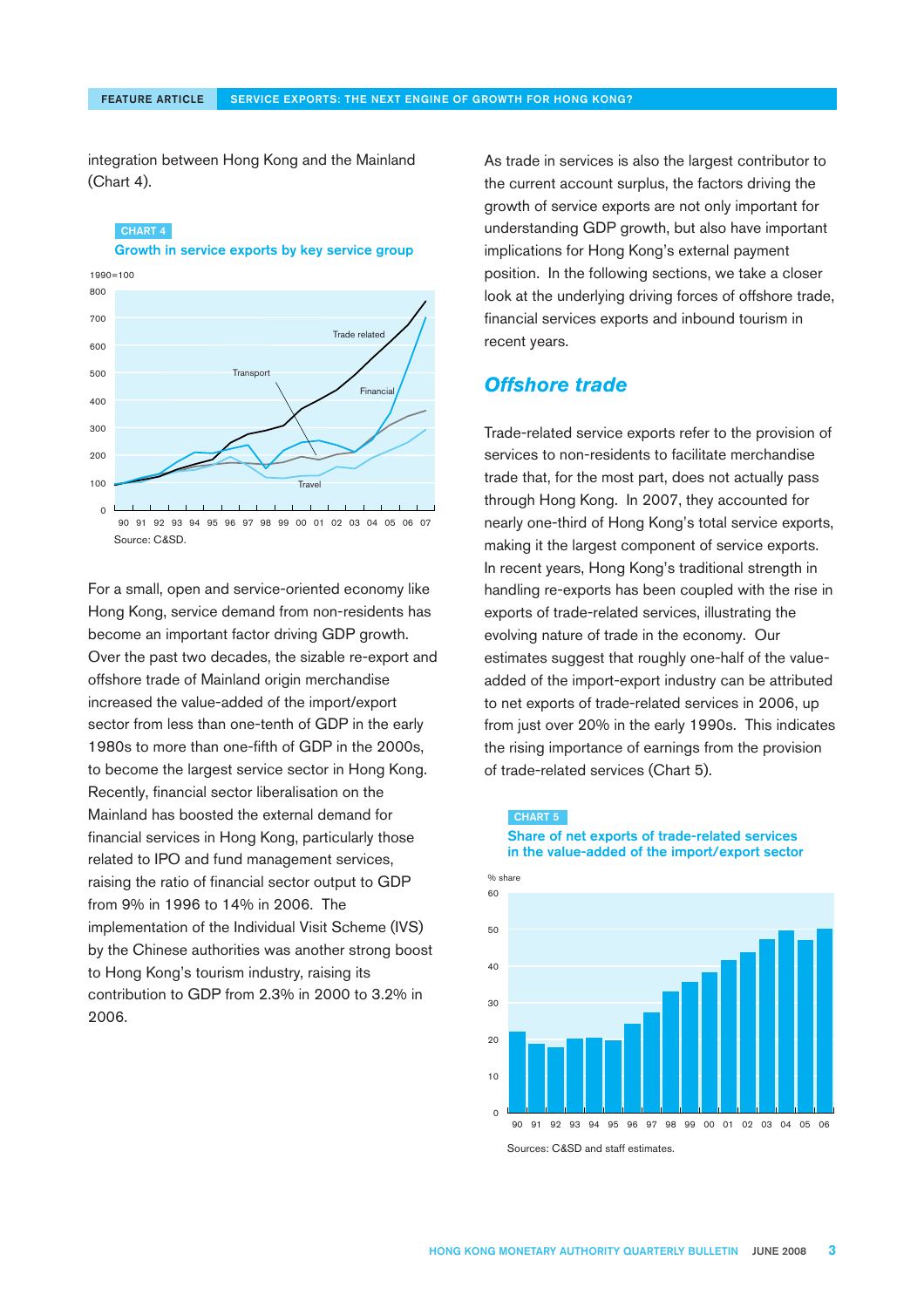integration between Hong Kong and the Mainland (Chart 4).

**CHART 4**

**Growth in service exports by key service group**

1990=100

800
700
600
500
400
300
200
100
0

Trade related
Transport
Financial
Travel

90 91 92 93 94 95 96 97 98 99 00 01 02 03 04 05 06 07

Source: C&SD.

For a small, open and service-oriented economy like Hong Kong, service demand from non-residents has become an important factor driving GDP growth. Over the past two decades, the sizable re-export and offshore trade of Mainland origin merchandise increased the value-added of the import/export sector from less than one-tenth of GDP in the early 1980s to more than one-fifth of GDP in the 2000s, to become the largest service sector in Hong Kong. Recently, financial sector liberalisation on the Mainland has boosted the external demand for financial services in Hong Kong, particularly those related to IPO and fund management services, raising the ratio of financial sector output to GDP from 9% in 1996 to 14% in 2006. The implementation of the Individual Visit Scheme (IVS) by the Chinese authorities was another strong boost to Hong Kong's tourism industry, raising its contribution to GDP from 2.3% in 2000 to 3.2% in 2006.

As trade in services is also the largest contributor to the current account surplus, the factors driving the growth of service exports are not only important for understanding GDP growth, but also have important implications for Hong Kong's external payment position. In the following sections, we take a closer look at the underlying driving forces of offshore trade, financial services exports and inbound tourism in recent years.

## *Offshore trade*

Trade-related service exports refer to the provision of services to non-residents to facilitate merchandise trade that, for the most part, does not actually pass through Hong Kong. In 2007, they accounted for nearly one-third of Hong Kong's total service exports, making it the largest component of service exports. In recent years, Hong Kong's traditional strength in handling re-exports has been coupled with the rise in exports of trade-related services, illustrating the evolving nature of trade in the economy. Our estimates suggest that roughly one-half of the value-added of the import-export industry can be attributed to net exports of trade-related services in 2006, up from just over 20% in the early 1990s. This indicates the rising importance of earnings from the provision of trade-related services (Chart 5).

**CHART 5**

**Share of net exports of trade-related services in the value-added of the import/export sector**

% share

60
50
40
30
20
10
0

90 91 92 93 94 95 96 97 98 99 00 01 02 03 04 05 06

Sources: C&SD and staff estimates.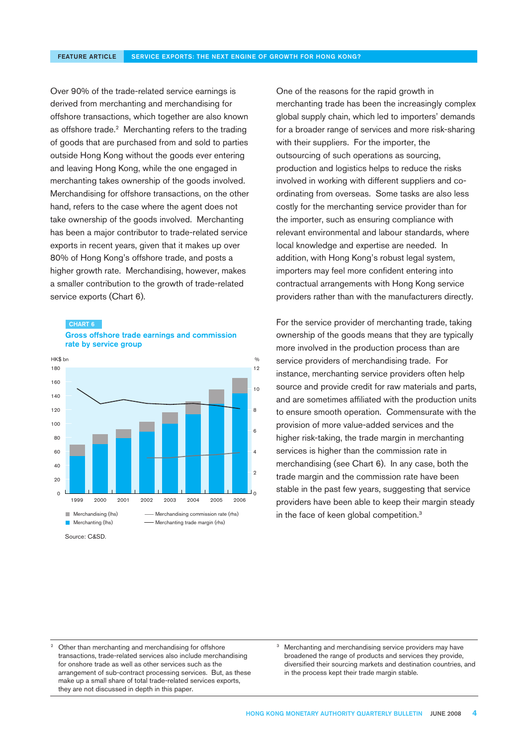Over 90% of the trade-related service earnings is derived from merchanting and merchandising for offshore transactions, which together are also known as offshore trade.[2] Merchanting refers to the trading of goods that are purchased from and sold to parties outside Hong Kong without the goods ever entering and leaving Hong Kong, while the one engaged in merchanting takes ownership of the goods involved. Merchandising for offshore transactions, on the other hand, refers to the case where the agent does not take ownership of the goods involved. Merchanting has been a major contributor to trade-related service exports in recent years, given that it makes up over 80% of Hong Kong's offshore trade, and posts a higher growth rate. Merchandising, however, makes a smaller contribution to the growth of trade-related service exports (Chart 6).

CHART 6

**Gross offshore trade earnings and commission rate by service group**

HK$ bn

180
160
140
120
100
80
60
40
20
0

%

12
10
8
6
4
2
0

1999 2000 2001 2002 2003 2004 2005 2006

Merchandising (lhs)
Merchanting (lhs)
Merchandising commission rate (rhs)
Merchanting trade margin (rhs)

Source: C&SD.

One of the reasons for the rapid growth in merchanting trade has been the increasingly complex global supply chain, which led to importers' demands for a broader range of services and more risk-sharing with their suppliers. For the importer, the outsourcing of such operations as sourcing, production and logistics helps to reduce the risks involved in working with different suppliers and co-ordinating from overseas. Some tasks are also less costly for the merchanting service provider than for the importer, such as ensuring compliance with relevant environmental and labour standards, where local knowledge and expertise are needed. In addition, with Hong Kong's robust legal system, importers may feel more confident entering into contractual arrangements with Hong Kong service providers rather than with the manufacturers directly.

For the service provider of merchanting trade, taking ownership of the goods means that they are typically more involved in the production process than are service providers of merchandising trade. For instance, merchanting service providers often help source and provide credit for raw materials and parts, and are sometimes affiliated with the production units to ensure smooth operation. Commensurate with the provision of more value-added services and the higher risk-taking, the trade margin in merchanting services is higher than the commission rate in merchandising (see Chart 6). In any case, both the trade margin and the commission rate have been stable in the past few years, suggesting that service providers have been able to keep their margin steady in the face of keen global competition.[3]

---

[2] Other than merchanting and merchandising for offshore transactions, trade-related services also include merchandising for onshore trade as well as other services such as the arrangement of sub-contract processing services. But, as these make up a small share of total trade-related services exports, they are not discussed in depth in this paper.

[3] Merchanting and merchandising service providers may have broadened the range of products and services they provide, diversified their sourcing markets and destination countries, and in the process kept their trade margin stable.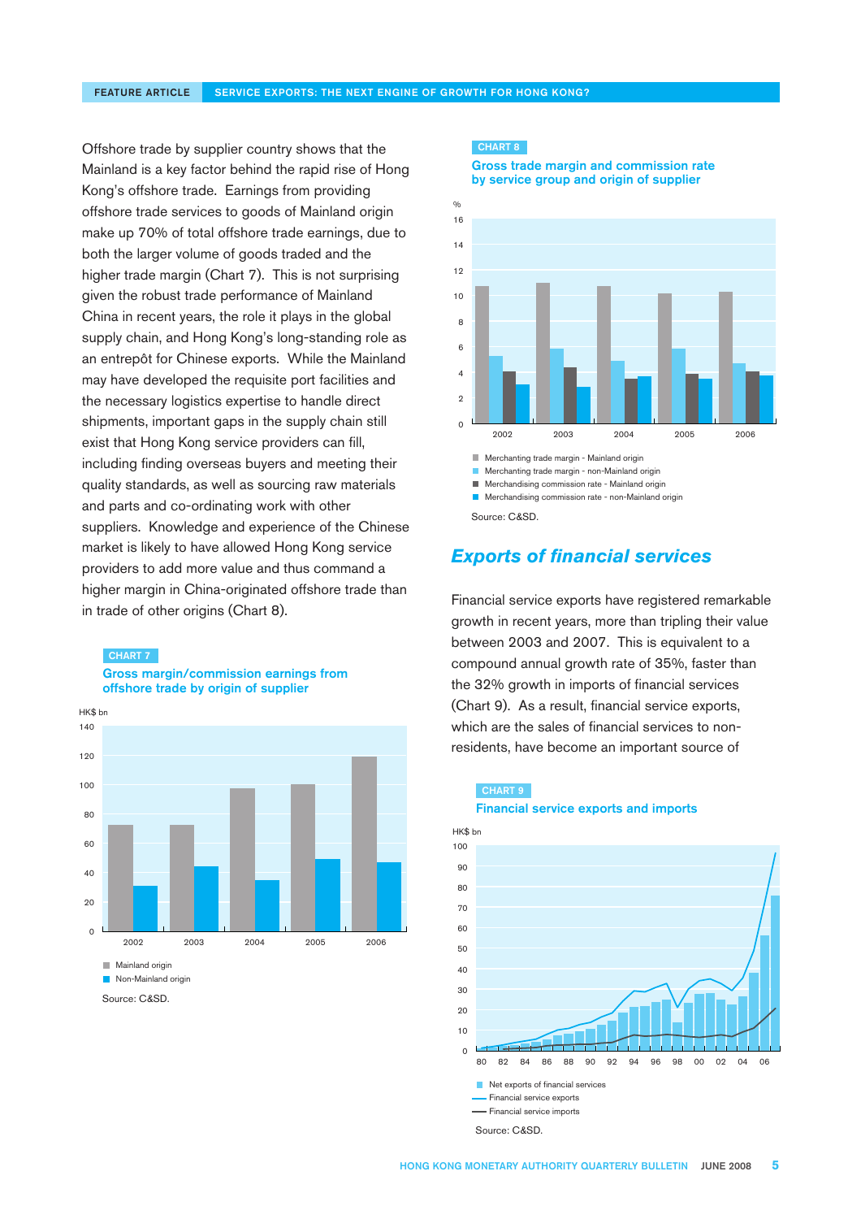Offshore trade by supplier country shows that the Mainland is a key factor behind the rapid rise of Hong Kong's offshore trade. Earnings from providing offshore trade services to goods of Mainland origin make up 70% of total offshore trade earnings, due to both the larger volume of goods traded and the higher trade margin (Chart 7). This is not surprising given the robust trade performance of Mainland China in recent years, the role it plays in the global supply chain, and Hong Kong's long-standing role as an entrepôt for Chinese exports. While the Mainland may have developed the requisite port facilities and the necessary logistics expertise to handle direct shipments, important gaps in the supply chain still exist that Hong Kong service providers can fill, including finding overseas buyers and meeting their quality standards, as well as sourcing raw materials and parts and co-ordinating work with other suppliers. Knowledge and experience of the Chinese market is likely to have allowed Hong Kong service providers to add more value and thus command a higher margin in China-originated offshore trade than in trade of other origins (Chart 8).

CHART 7

**Gross margin/commission earnings from offshore trade by origin of supplier**

HK$ bn

140
120
100
80
60
40
20
0

2002
2003
2004
2005
2006

Mainland origin
Non-Mainland origin

Source: C&SD.

CHART 8

**Gross trade margin and commission rate by service group and origin of supplier**

%

16
14
12
10
8
6
4
2
0

2002
2003
2004
2005
2006

Merchanting trade margin - Mainland origin
Merchanting trade margin - non-Mainland origin
Merchandising commission rate - Mainland origin
Merchandising commission rate - non-Mainland origin

Source: C&SD.

## *Exports of financial services*

Financial service exports have registered remarkable growth in recent years, more than tripling their value between 2003 and 2007. This is equivalent to a compound annual growth rate of 35%, faster than the 32% growth in imports of financial services (Chart 9). As a result, financial service exports, which are the sales of financial services to non-residents, have become an important source of

CHART 9

**Financial service exports and imports**

HK$ bn

100
90
80
70
60
50
40
30
20
10
0

80
82
84
86
88
90
92
94
96
98
00
02
04
06

Net exports of financial services
Financial service exports
Financial service imports

Source: C&SD.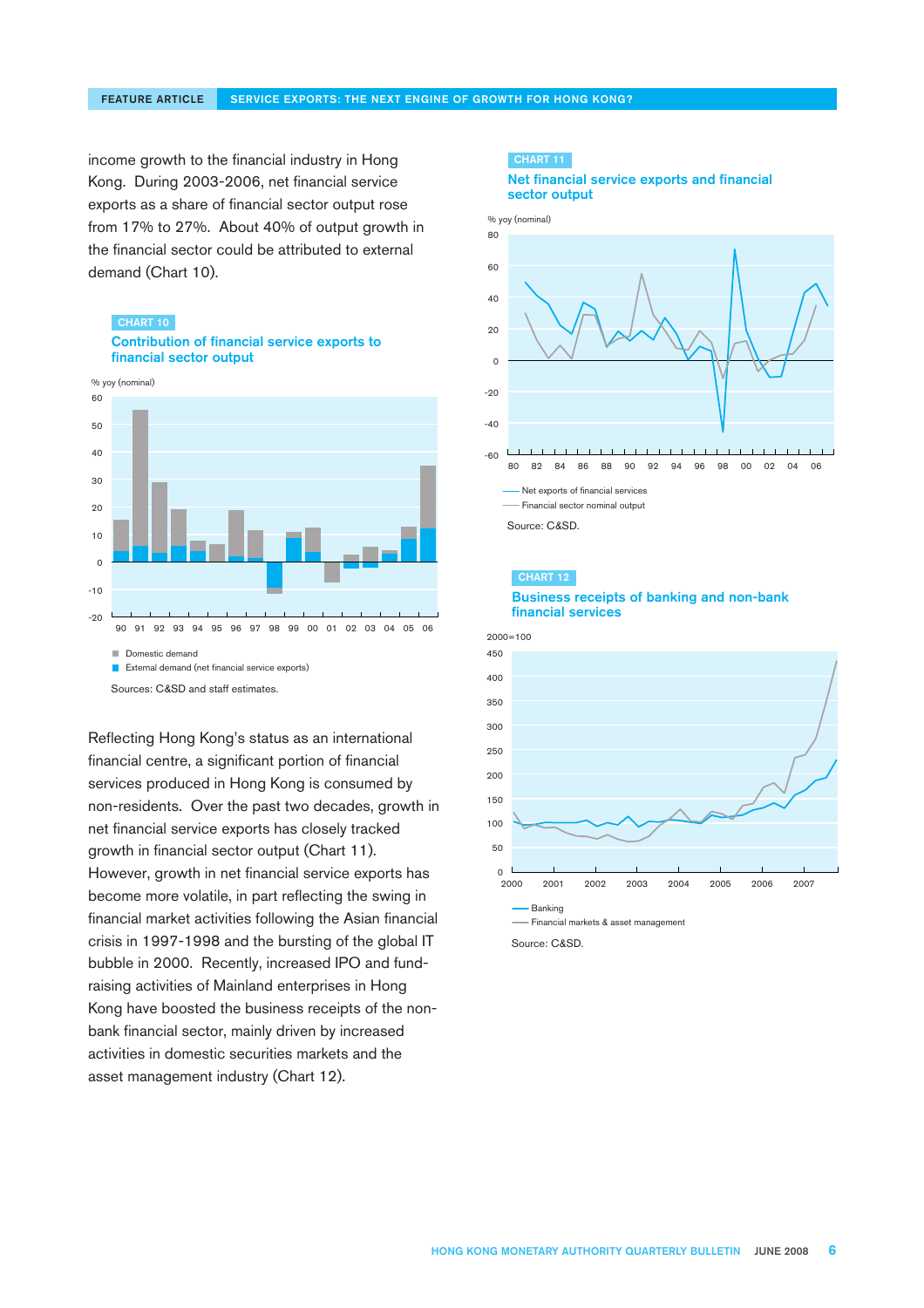income growth to the financial industry in Hong Kong. During 2003-2006, net financial service exports as a share of financial sector output rose from 17% to 27%. About 40% of output growth in the financial sector could be attributed to external demand (Chart 10).

**CHART 10**

**Contribution of financial service exports to financial sector output**

Domestic demand

External demand (net financial service exports)

Sources: C&SD and staff estimates.

Reflecting Hong Kong's status as an international financial centre, a significant portion of financial services produced in Hong Kong is consumed by non-residents. Over the past two decades, growth in net financial service exports has closely tracked growth in financial sector output (Chart 11). However, growth in net financial service exports has become more volatile, in part reflecting the swing in financial market activities following the Asian financial crisis in 1997-1998 and the bursting of the global IT bubble in 2000. Recently, increased IPO and fund-raising activities of Mainland enterprises in Hong Kong have boosted the business receipts of the non-bank financial sector, mainly driven by increased activities in domestic securities markets and the asset management industry (Chart 12).

**CHART 11**

**Net financial service exports and financial sector output**

Net exports of financial services

Financial sector nominal output

Source: C&SD.

**CHART 12**

**Business receipts of banking and non-bank financial services**

Banking

Financial markets & asset management

Source: C&SD.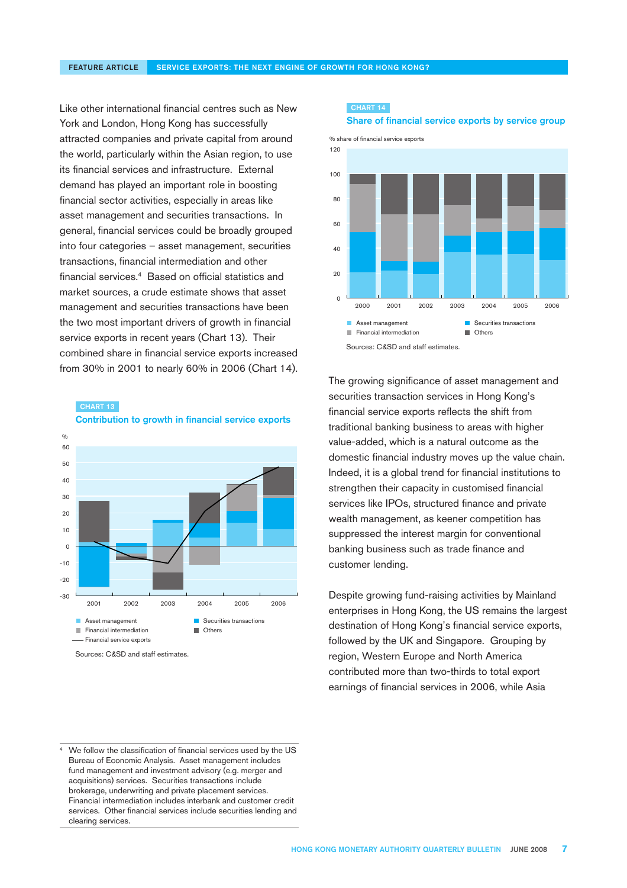Like other international financial centres such as New York and London, Hong Kong has successfully attracted companies and private capital from around the world, particularly within the Asian region, to use its financial services and infrastructure. External demand has played an important role in boosting financial sector activities, especially in areas like asset management and securities transactions. In general, financial services could be broadly grouped into four categories – asset management, securities transactions, financial intermediation and other financial services.[4] Based on official statistics and market sources, a crude estimate shows that asset management and securities transactions have been the two most important drivers of growth in financial service exports in recent years (Chart 13). Their combined share in financial service exports increased from 30% in 2001 to nearly 60% in 2006 (Chart 14).

CHART 13

**Contribution to growth in financial service exports**

%
60
50
40
30
20
10
0
-10
-20
-30
2001 2002 2003 2004 2005 2006

Asset management
Securities transactions
Financial intermediation
Others
Financial service exports

Sources: C&SD and staff estimates.

CHART 14

**Share of financial service exports by service group**

% share of financial service exports
120
100
80
60
40
20
0
2000 2001 2002 2003 2004 2005 2006

Asset management
Securities transactions
Financial intermediation
Others

Sources: C&SD and staff estimates.

The growing significance of asset management and securities transaction services in Hong Kong's financial service exports reflects the shift from traditional banking business to areas with higher value-added, which is a natural outcome as the domestic financial industry moves up the value chain. Indeed, it is a global trend for financial institutions to strengthen their capacity in customised financial services like IPOs, structured finance and private wealth management, as keener competition has suppressed the interest margin for conventional banking business such as trade finance and customer lending.

Despite growing fund-raising activities by Mainland enterprises in Hong Kong, the US remains the largest destination of Hong Kong's financial service exports, followed by the UK and Singapore. Grouping by region, Western Europe and North America contributed more than two-thirds to total export earnings of financial services in 2006, while Asia

[4] We follow the classification of financial services used by the US Bureau of Economic Analysis. Asset management includes fund management and investment advisory (e.g. merger and acquisitions) services. Securities transactions include brokerage, underwriting and private placement services. Financial intermediation includes interbank and customer credit services. Other financial services include securities lending and clearing services.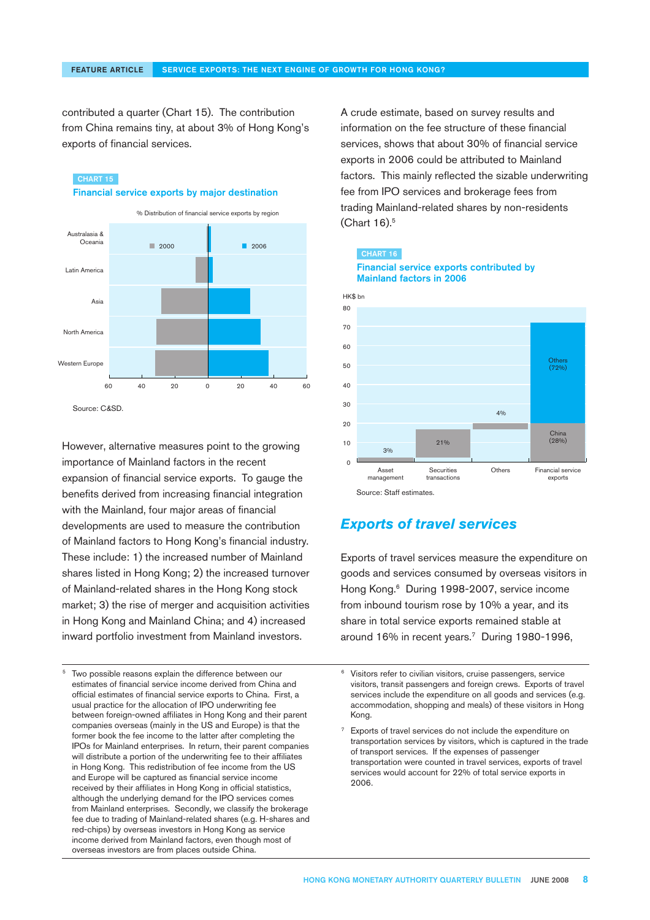contributed a quarter (Chart 15). The contribution from China remains tiny, at about 3% of Hong Kong's exports of financial services.

CHART 15

**Financial service exports by major destination**

% Distribution of financial service exports by region

Australasia & Oceania
Latin America
Asia
North America
Western Europe

2000
2006

60 40 20 0 20 40 60

Source: C&SD.

However, alternative measures point to the growing importance of Mainland factors in the recent expansion of financial service exports. To gauge the benefits derived from increasing financial integration with the Mainland, four major areas of financial developments are used to measure the contribution of Mainland factors to Hong Kong's financial industry. These include: 1) the increased number of Mainland shares listed in Hong Kong; 2) the increased turnover of Mainland-related shares in the Hong Kong stock market; 3) the rise of merger and acquisition activities in Hong Kong and Mainland China; and 4) increased inward portfolio investment from Mainland investors.

A crude estimate, based on survey results and information on the fee structure of these financial services, shows that about 30% of financial service exports in 2006 could be attributed to Mainland factors. This mainly reflected the sizable underwriting fee from IPO services and brokerage fees from trading Mainland-related shares by non-residents (Chart 16).[5]

CHART 16

**Financial service exports contributed by Mainland factors in 2006**

HK$ bn

80
70
60
50
40
30
20
10
0

3%
21%
4%
Others (72%)
China (28%)

Asset management
Securities transactions
Others
Financial service exports

Source: Staff estimates.

## *Exports of travel services*

Exports of travel services measure the expenditure on goods and services consumed by overseas visitors in Hong Kong.[6] During 1998-2007, service income from inbound tourism rose by 10% a year, and its share in total service exports remained stable at around 16% in recent years.[7] During 1980-1996,

[5] Two possible reasons explain the difference between our estimates of financial service income derived from China and official estimates of financial service exports to China. First, a usual practice for the allocation of IPO underwriting fee between foreign-owned affiliates in Hong Kong and their parent companies overseas (mainly in the US and Europe) is that the former book the fee income to the latter after completing the IPOs for Mainland enterprises. In return, their parent companies will distribute a portion of the underwriting fee to their affiliates in Hong Kong. This redistribution of fee income from the US and Europe will be captured as financial service income received by their affiliates in Hong Kong in official statistics, although the underlying demand for the IPO services comes from Mainland enterprises. Secondly, we classify the brokerage fee due to trading of Mainland-related shares (e.g. H-shares and red-chips) by overseas investors in Hong Kong as service income derived from Mainland factors, even though most of overseas investors are from places outside China.

[6] Visitors refer to civilian visitors, cruise passengers, service visitors, transit passengers and foreign crews. Exports of travel services include the expenditure on all goods and services (e.g. accommodation, shopping and meals) of these visitors in Hong Kong.

[7] Exports of travel services do not include the expenditure on transportation services by visitors, which is captured in the trade of transport services. If the expenses of passenger transportation were counted in travel services, exports of travel services would account for 22% of total service exports in 2006.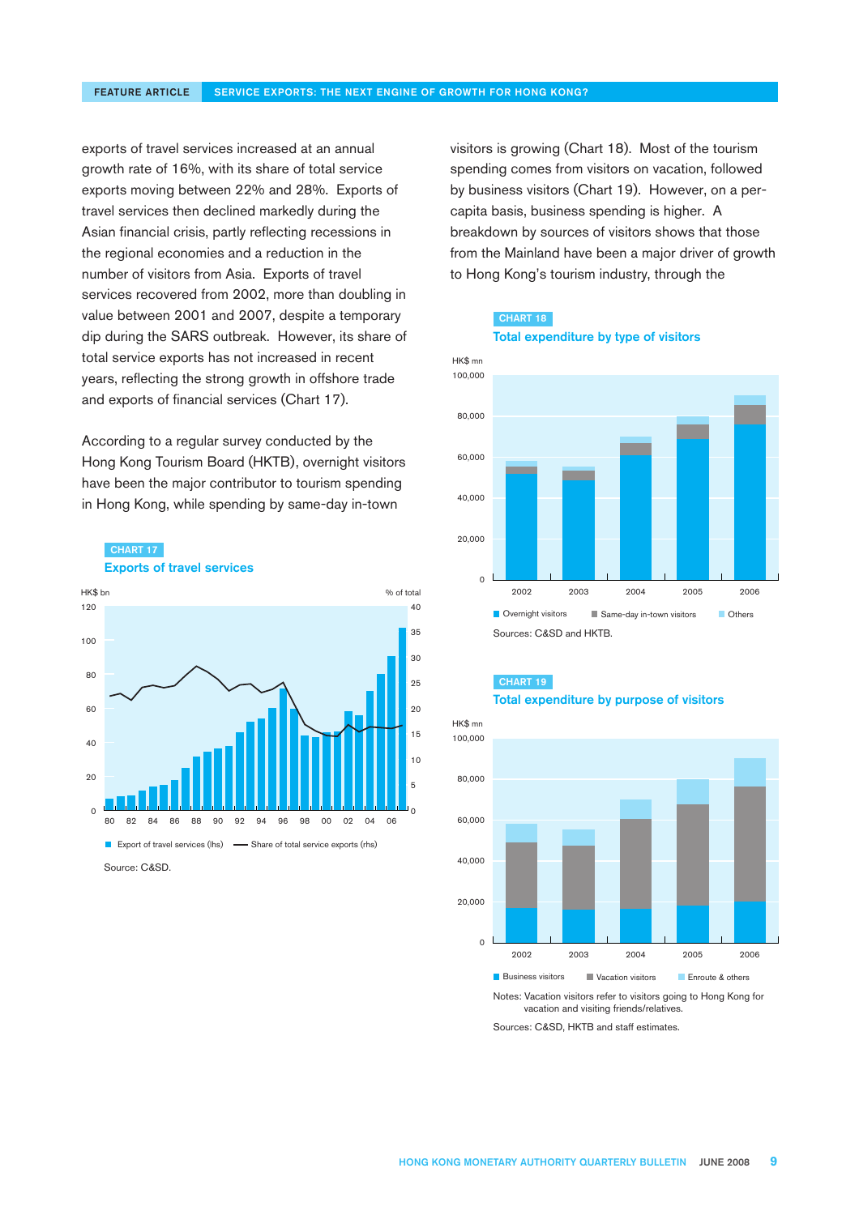exports of travel services increased at an annual growth rate of 16%, with its share of total service exports moving between 22% and 28%. Exports of travel services then declined markedly during the Asian financial crisis, partly reflecting recessions in the regional economies and a reduction in the number of visitors from Asia. Exports of travel services recovered from 2002, more than doubling in value between 2001 and 2007, despite a temporary dip during the SARS outbreak. However, its share of total service exports has not increased in recent years, reflecting the strong growth in offshore trade and exports of financial services (Chart 17).

According to a regular survey conducted by the Hong Kong Tourism Board (HKTB), overnight visitors have been the major contributor to tourism spending in Hong Kong, while spending by same-day in-town visitors is growing (Chart 18). Most of the tourism spending comes from visitors on vacation, followed by business visitors (Chart 19). However, on a per-capita basis, business spending is higher. A breakdown by sources of visitors shows that those from the Mainland have been a major driver of growth to Hong Kong's tourism industry, through the

**CHART 17**

**Exports of travel services**

HK$ bn
% of total

120
100
80
60
40
20
0

40
35
30
25
20
15
10
5
0

80 82 84 86 88 90 92 94 96 98 00 02 04 06

Export of travel services (lhs)
Share of total service exports (rhs)

Source: C&SD.

**CHART 18**

**Total expenditure by type of visitors**

HK$ mn

100,000
80,000
60,000
40,000
20,000
0

2002 2003 2004 2005 2006

Overnight visitors
Same-day in-town visitors
Others

Sources: C&SD and HKTB.

**CHART 19**

**Total expenditure by purpose of visitors**

HK$ mn

100,000
80,000
60,000
40,000
20,000
0

2002 2003 2004 2005 2006

Business visitors
Vacation visitors
Enroute & others

Notes: Vacation visitors refer to visitors going to Hong Kong for vacation and visiting friends/relatives.

Sources: C&SD, HKTB and staff estimates.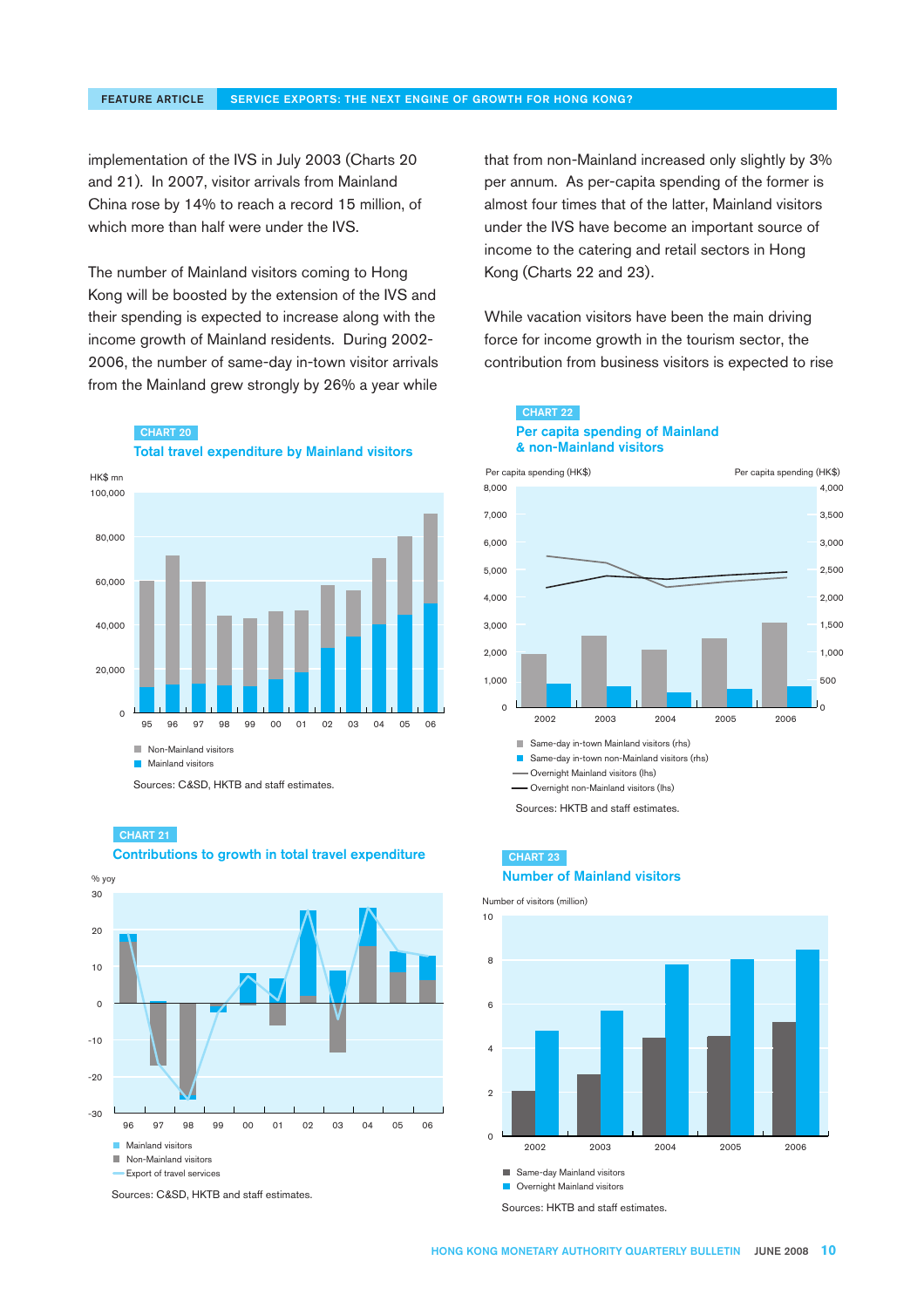implementation of the IVS in July 2003 (Charts 20 and 21). In 2007, visitor arrivals from Mainland China rose by 14% to reach a record 15 million, of which more than half were under the IVS.

The number of Mainland visitors coming to Hong Kong will be boosted by the extension of the IVS and their spending is expected to increase along with the income growth of Mainland residents. During 2002-2006, the number of same-day in-town visitor arrivals from the Mainland grew strongly by 26% a year while that from non-Mainland increased only slightly by 3% per annum. As per-capita spending of the former is almost four times that of the latter, Mainland visitors under the IVS have become an important source of income to the catering and retail sectors in Hong Kong (Charts 22 and 23).

While vacation visitors have been the main driving force for income growth in the tourism sector, the contribution from business visitors is expected to rise

**CHART 20**
**Total travel expenditure by Mainland visitors**

HK$ mn
100,000
80,000
60,000
40,000
20,000
0
95 96 97 98 99 00 01 02 03 04 05 06

Non-Mainland visitors
Mainland visitors

Sources: C&SD, HKTB and staff estimates.

**CHART 21**
**Contributions to growth in total travel expenditure**

% yoy
30
20
10
0
-10
-20
-30
96 97 98 99 00 01 02 03 04 05 06

Mainland visitors
Non-Mainland visitors
Export of travel services

Sources: C&SD, HKTB and staff estimates.

**CHART 22**
**Per capita spending of Mainland & non-Mainland visitors**

Per capita spending (HK$)
8,000
7,000
6,000
5,000
4,000
3,000
2,000
1,000
0

Per capita spending (HK$)
4,000
3,500
3,000
2,500
2,000
1,500
1,000
500
0

2002 2003 2004 2005 2006

Same-day in-town Mainland visitors (rhs)
Same-day in-town non-Mainland visitors (rhs)
Overnight Mainland visitors (lhs)
Overnight non-Mainland visitors (lhs)

Sources: HKTB and staff estimates.

**CHART 23**
**Number of Mainland visitors**

Number of visitors (million)
10
8
6
4
2
0
2002 2003 2004 2005 2006

Same-day Mainland visitors
Overnight Mainland visitors

Sources: HKTB and staff estimates.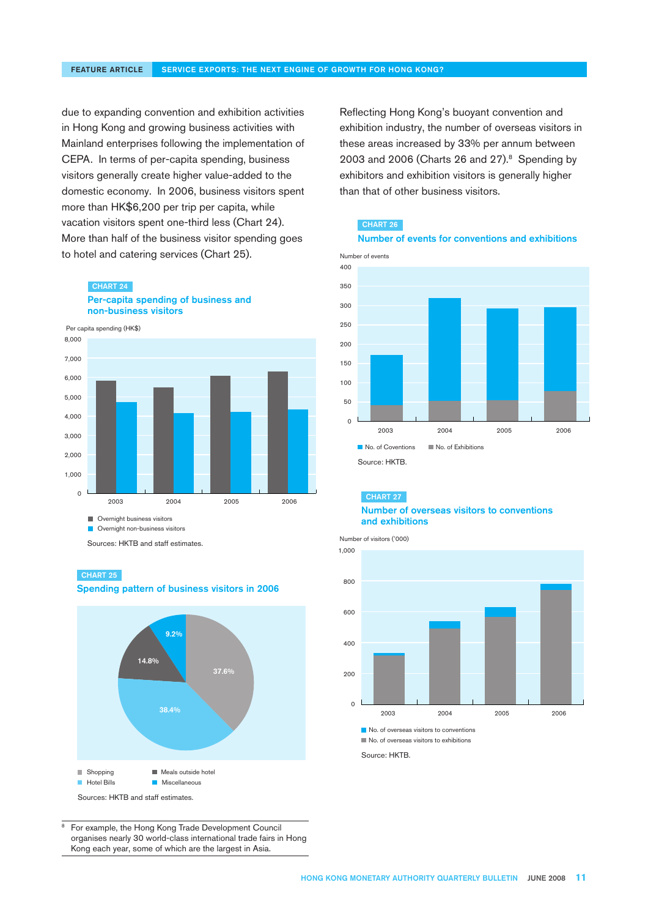due to expanding convention and exhibition activities in Hong Kong and growing business activities with Mainland enterprises following the implementation of CEPA. In terms of per-capita spending, business visitors generally create higher value-added to the domestic economy. In 2006, business visitors spent more than HK$6,200 per trip per capita, while vacation visitors spent one-third less (Chart 24). More than half of the business visitor spending goes to hotel and catering services (Chart 25).

CHART 24

**Per-capita spending of business and non-business visitors**

Per capita spending (HK$)

8,000
7,000
6,000
5,000
4,000
3,000
2,000
1,000
0

2003
2004
2005
2006

Overnight business visitors
Overnight non-business visitors

Sources: HKTB and staff estimates.

CHART 25

**Spending pattern of business visitors in 2006**

9.2%
14.8%
37.6%
38.4%

Shopping
Hotel Bills
Meals outside hotel
Miscellaneous

Sources: HKTB and staff estimates.

Reflecting Hong Kong's buoyant convention and exhibition industry, the number of overseas visitors in these areas increased by 33% per annum between 2003 and 2006 (Charts 26 and 27).[8] Spending by exhibitors and exhibition visitors is generally higher than that of other business visitors.

CHART 26

**Number of events for conventions and exhibitions**

Number of events

400
350
300
250
200
150
100
50
0

2003
2004
2005
2006

No. of Coventions
No. of Exhibitions

Source: HKTB.

CHART 27

**Number of overseas visitors to conventions and exhibitions**

Number of visitors ('000)

1,000
800
600
400
200
0

2003
2004
2005
2006

No. of overseas visitors to conventions
No. of overseas visitors to exhibitions

Source: HKTB.

---

[8] For example, the Hong Kong Trade Development Council organises nearly 30 world-class international trade fairs in Hong Kong each year, some of which are the largest in Asia.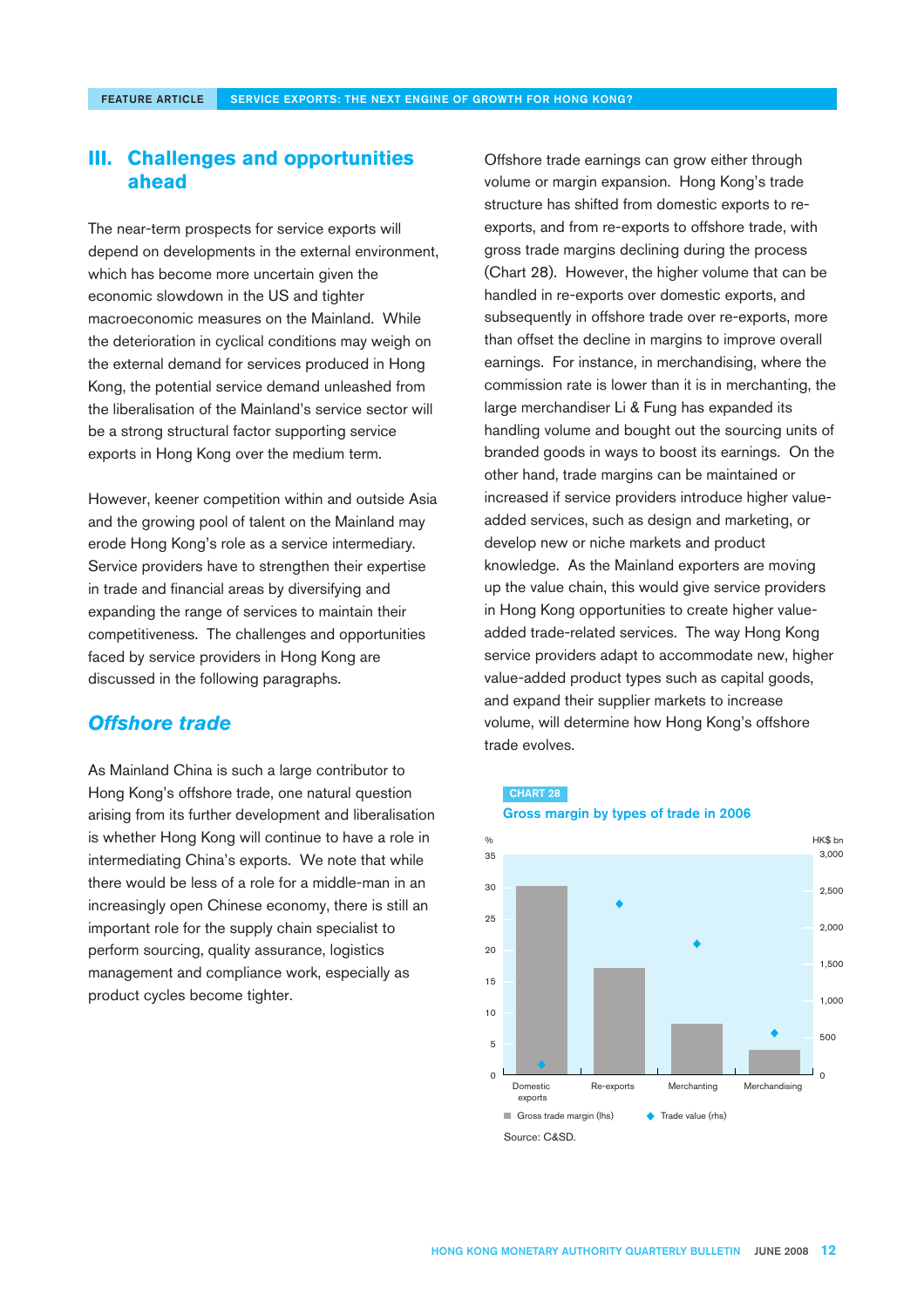## III. Challenges and opportunities ahead

The near-term prospects for service exports will depend on developments in the external environment, which has become more uncertain given the economic slowdown in the US and tighter macroeconomic measures on the Mainland. While the deterioration in cyclical conditions may weigh on the external demand for services produced in Hong Kong, the potential service demand unleashed from the liberalisation of the Mainland's service sector will be a strong structural factor supporting service exports in Hong Kong over the medium term.

However, keener competition within and outside Asia and the growing pool of talent on the Mainland may erode Hong Kong's role as a service intermediary. Service providers have to strengthen their expertise in trade and financial areas by diversifying and expanding the range of services to maintain their competitiveness. The challenges and opportunities faced by service providers in Hong Kong are discussed in the following paragraphs.

### *Offshore trade*

As Mainland China is such a large contributor to Hong Kong's offshore trade, one natural question arising from its further development and liberalisation is whether Hong Kong will continue to have a role in intermediating China's exports. We note that while there would be less of a role for a middle-man in an increasingly open Chinese economy, there is still an important role for the supply chain specialist to perform sourcing, quality assurance, logistics management and compliance work, especially as product cycles become tighter.

Offshore trade earnings can grow either through volume or margin expansion. Hong Kong's trade structure has shifted from domestic exports to re-exports, and from re-exports to offshore trade, with gross trade margins declining during the process (Chart 28). However, the higher volume that can be handled in re-exports over domestic exports, and subsequently in offshore trade over re-exports, more than offset the decline in margins to improve overall earnings. For instance, in merchandising, where the commission rate is lower than it is in merchanting, the large merchandiser Li & Fung has expanded its handling volume and bought out the sourcing units of branded goods in ways to boost its earnings. On the other hand, trade margins can be maintained or increased if service providers introduce higher value-added services, such as design and marketing, or develop new or niche markets and product knowledge. As the Mainland exporters are moving up the value chain, this would give service providers in Hong Kong opportunities to create higher value-added trade-related services. The way Hong Kong service providers adapt to accommodate new, higher value-added product types such as capital goods, and expand their supplier markets to increase volume, will determine how Hong Kong's offshore trade evolves.

CHART 28
**Gross margin by types of trade in 2006**

%
35
30
25
20
15
10
5
0

HK$ bn
3,000
2,500
2,000
1,500
1,000
500
0

Domestic exports
Re-exports
Merchanting
Merchandising

Gross trade margin (lhs)
Trade value (rhs)

Source: C&SD.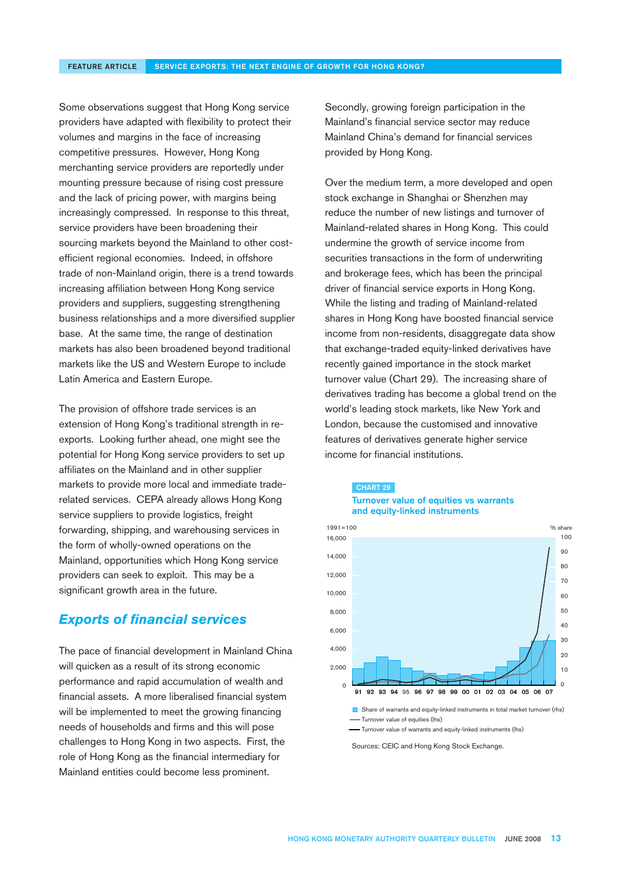Some observations suggest that Hong Kong service providers have adapted with flexibility to protect their volumes and margins in the face of increasing competitive pressures. However, Hong Kong merchanting service providers are reportedly under mounting pressure because of rising cost pressure and the lack of pricing power, with margins being increasingly compressed. In response to this threat, service providers have been broadening their sourcing markets beyond the Mainland to other cost-efficient regional economies. Indeed, in offshore trade of non-Mainland origin, there is a trend towards increasing affiliation between Hong Kong service providers and suppliers, suggesting strengthening business relationships and a more diversified supplier base. At the same time, the range of destination markets has also been broadened beyond traditional markets like the US and Western Europe to include Latin America and Eastern Europe.

The provision of offshore trade services is an extension of Hong Kong's traditional strength in re-exports. Looking further ahead, one might see the potential for Hong Kong service providers to set up affiliates on the Mainland and in other supplier markets to provide more local and immediate trade-related services. CEPA already allows Hong Kong service suppliers to provide logistics, freight forwarding, shipping, and warehousing services in the form of wholly-owned operations on the Mainland, opportunities which Hong Kong service providers can seek to exploit. This may be a significant growth area in the future.

## *Exports of financial services*

The pace of financial development in Mainland China will quicken as a result of its strong economic performance and rapid accumulation of wealth and financial assets. A more liberalised financial system will be implemented to meet the growing financing needs of households and firms and this will pose challenges to Hong Kong in two aspects. First, the role of Hong Kong as the financial intermediary for Mainland entities could become less prominent. Secondly, growing foreign participation in the Mainland's financial service sector may reduce Mainland China's demand for financial services provided by Hong Kong.

Over the medium term, a more developed and open stock exchange in Shanghai or Shenzhen may reduce the number of new listings and turnover of Mainland-related shares in Hong Kong. This could undermine the growth of service income from securities transactions in the form of underwriting and brokerage fees, which has been the principal driver of financial service exports in Hong Kong. While the listing and trading of Mainland-related shares in Hong Kong have boosted financial service income from non-residents, disaggregate data show that exchange-traded equity-linked derivatives have recently gained importance in the stock market turnover value (Chart 29). The increasing share of derivatives trading has become a global trend on the world's leading stock markets, like New York and London, because the customised and innovative features of derivatives generate higher service income for financial institutions.

CHART 29

**Turnover value of equities vs warrants and equity-linked instruments**

1991=100

16,000
14,000
12,000
10,000
8,000
6,000
4,000
2,000
0

% share

100
90
80
70
60
50
40
30
20
10
0

91 92 93 94 95 96 97 98 99 00 01 02 03 04 05 06 07

Share of warrants and equity-linked instruments in total market turnover (rhs)

Turnover value of equities (lhs)

Turnover value of warrants and equity-linked instruments (lhs)

Sources: CEIC and Hong Kong Stock Exchange.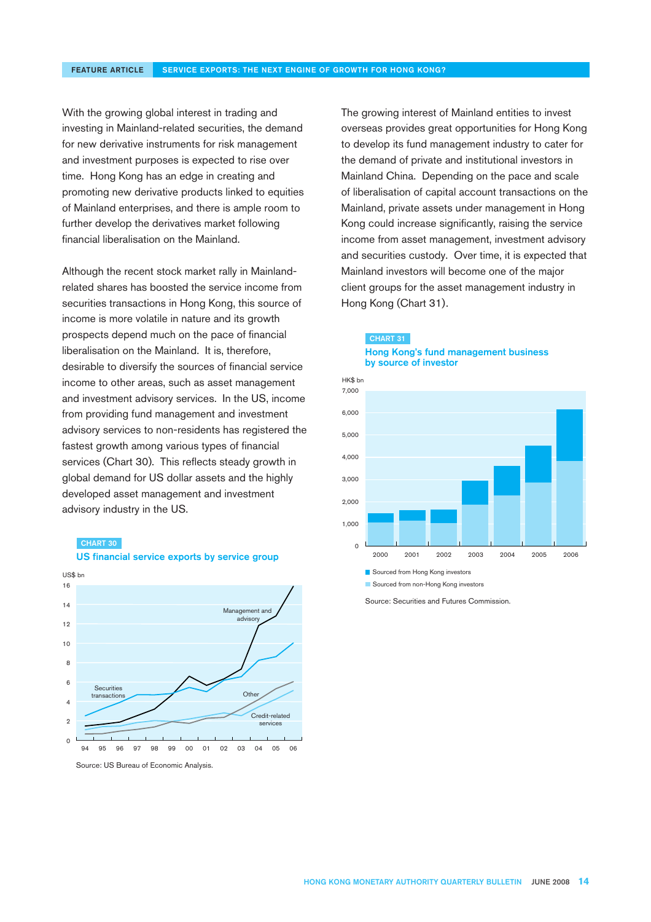With the growing global interest in trading and investing in Mainland-related securities, the demand for new derivative instruments for risk management and investment purposes is expected to rise over time. Hong Kong has an edge in creating and promoting new derivative products linked to equities of Mainland enterprises, and there is ample room to further develop the derivatives market following financial liberalisation on the Mainland.

Although the recent stock market rally in Mainland-related shares has boosted the service income from securities transactions in Hong Kong, this source of income is more volatile in nature and its growth prospects depend much on the pace of financial liberalisation on the Mainland. It is, therefore, desirable to diversify the sources of financial service income to other areas, such as asset management and investment advisory services. In the US, income from providing fund management and investment advisory services to non-residents has registered the fastest growth among various types of financial services (Chart 30). This reflects steady growth in global demand for US dollar assets and the highly developed asset management and investment advisory industry in the US.

CHART 30

**US financial service exports by service group**

US$ bn

16
14
12
10
8
6
4
2
0

94 95 96 97 98 99 00 01 02 03 04 05 06

Management and advisory

Securities transactions

Other

Credit-related services

Source: US Bureau of Economic Analysis.

The growing interest of Mainland entities to invest overseas provides great opportunities for Hong Kong to develop its fund management industry to cater for the demand of private and institutional investors in Mainland China. Depending on the pace and scale of liberalisation of capital account transactions on the Mainland, private assets under management in Hong Kong could increase significantly, raising the service income from asset management, investment advisory and securities custody. Over time, it is expected that Mainland investors will become one of the major client groups for the asset management industry in Hong Kong (Chart 31).

CHART 31

**Hong Kong's fund management business by source of investor**

HK$ bn

7,000
6,000
5,000
4,000
3,000
2,000
1,000
0

2000 2001 2002 2003 2004 2005 2006

Sourced from Hong Kong investors

Sourced from non-Hong Kong investors

Source: Securities and Futures Commission.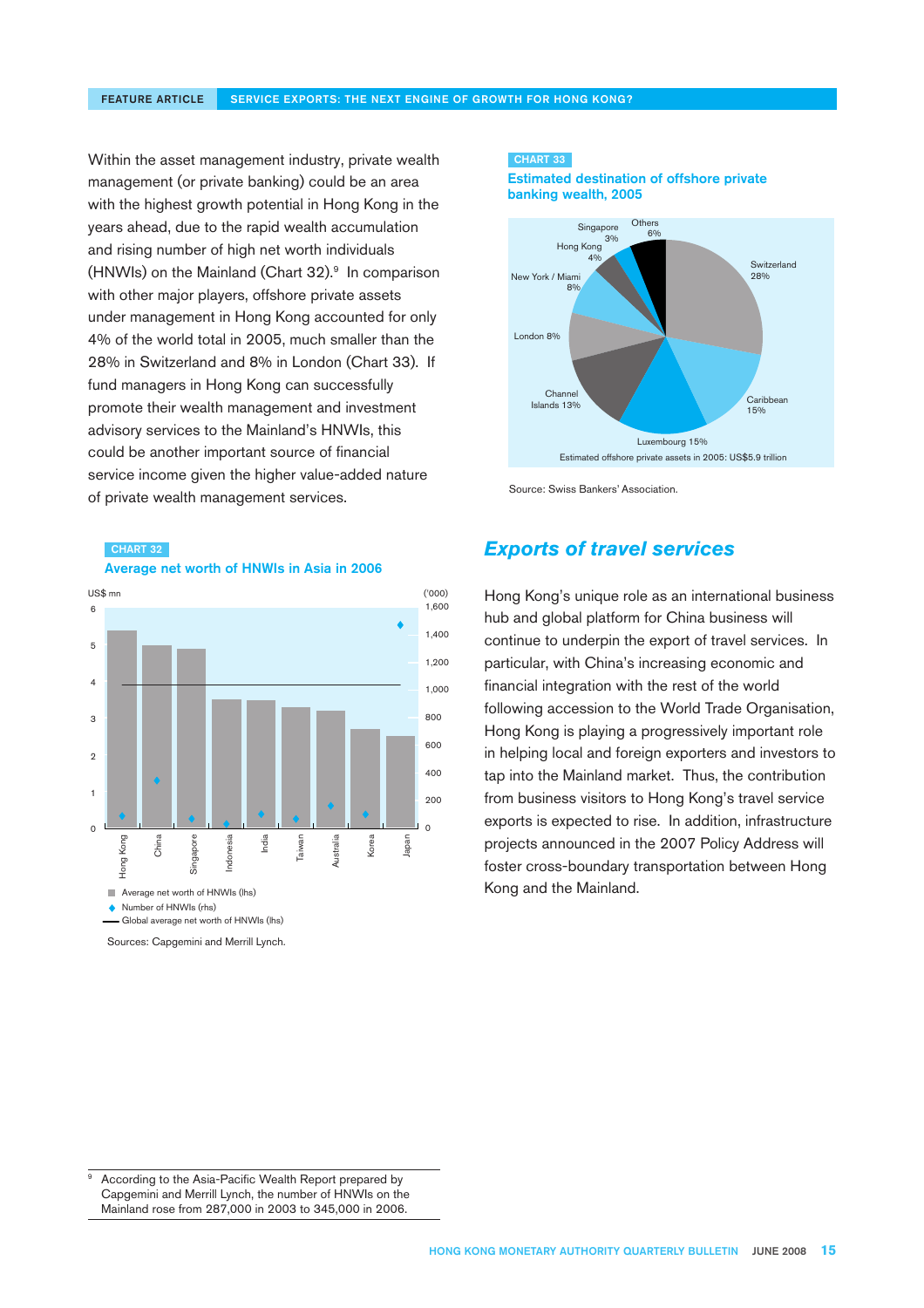Within the asset management industry, private wealth management (or private banking) could be an area with the highest growth potential in Hong Kong in the years ahead, due to the rapid wealth accumulation and rising number of high net worth individuals (HNWIs) on the Mainland (Chart 32).[9] In comparison with other major players, offshore private assets under management in Hong Kong accounted for only 4% of the world total in 2005, much smaller than the 28% in Switzerland and 8% in London (Chart 33). If fund managers in Hong Kong can successfully promote their wealth management and investment advisory services to the Mainland's HNWIs, this could be another important source of financial service income given the higher value-added nature of private wealth management services.

CHART 32

**Average net worth of HNWIs in Asia in 2006**

US$ mn

('000)

6
5
4
3
2
1
0

1,600
1,400
1,200
1,000
800
600
400
200
0

Hong Kong
China
Singapore
Indonesia
India
Taiwan
Australia
Korea
Japan

Average net worth of HNWIs (lhs)
Number of HNWIs (rhs)
Global average net worth of HNWIs (lhs)

Sources: Capgemini and Merrill Lynch.

CHART 33

**Estimated destination of offshore private banking wealth, 2005**

Switzerland 28%
Caribbean 15%
Luxembourg 15%
Channel Islands 13%
London 8%
New York / Miami 8%
Hong Kong 4%
Singapore 3%
Others 6%

Estimated offshore private assets in 2005: US$5.9 trillion

Source: Swiss Bankers' Association.

## *Exports of travel services*

Hong Kong's unique role as an international business hub and global platform for China business will continue to underpin the export of travel services. In particular, with China's increasing economic and financial integration with the rest of the world following accession to the World Trade Organisation, Hong Kong is playing a progressively important role in helping local and foreign exporters and investors to tap into the Mainland market. Thus, the contribution from business visitors to Hong Kong's travel service exports is expected to rise. In addition, infrastructure projects announced in the 2007 Policy Address will foster cross-boundary transportation between Hong Kong and the Mainland.

[9] According to the Asia-Pacific Wealth Report prepared by Capgemini and Merrill Lynch, the number of HNWIs on the Mainland rose from 287,000 in 2003 to 345,000 in 2006.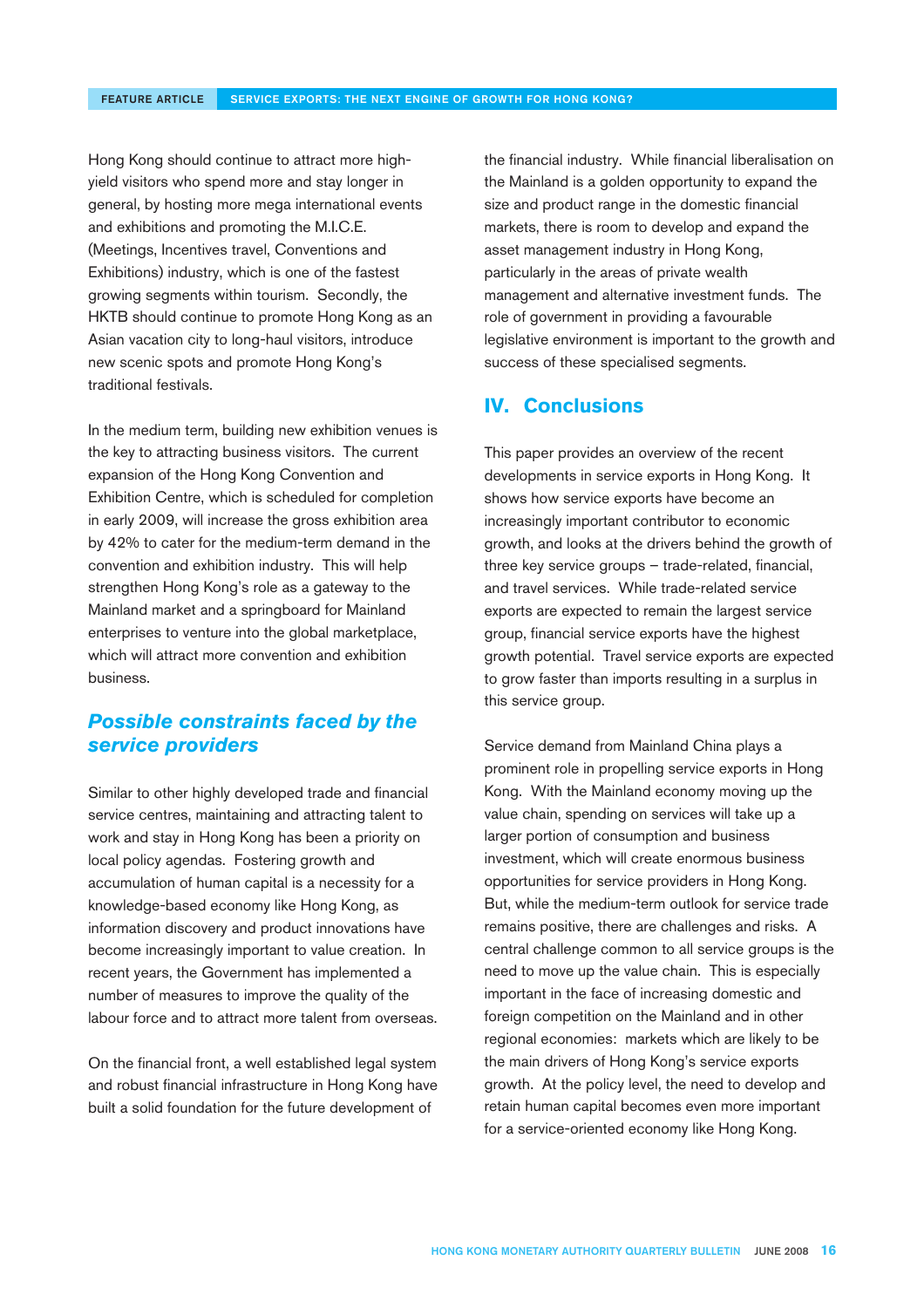Hong Kong should continue to attract more high-yield visitors who spend more and stay longer in general, by hosting more mega international events and exhibitions and promoting the M.I.C.E. (Meetings, Incentives travel, Conventions and Exhibitions) industry, which is one of the fastest growing segments within tourism. Secondly, the HKTB should continue to promote Hong Kong as an Asian vacation city to long-haul visitors, introduce new scenic spots and promote Hong Kong's traditional festivals.

In the medium term, building new exhibition venues is the key to attracting business visitors. The current expansion of the Hong Kong Convention and Exhibition Centre, which is scheduled for completion in early 2009, will increase the gross exhibition area by 42% to cater for the medium-term demand in the convention and exhibition industry. This will help strengthen Hong Kong's role as a gateway to the Mainland market and a springboard for Mainland enterprises to venture into the global marketplace, which will attract more convention and exhibition business.

### *Possible constraints faced by the service providers*

Similar to other highly developed trade and financial service centres, maintaining and attracting talent to work and stay in Hong Kong has been a priority on local policy agendas. Fostering growth and accumulation of human capital is a necessity for a knowledge-based economy like Hong Kong, as information discovery and product innovations have become increasingly important to value creation. In recent years, the Government has implemented a number of measures to improve the quality of the labour force and to attract more talent from overseas.

On the financial front, a well established legal system and robust financial infrastructure in Hong Kong have built a solid foundation for the future development of the financial industry. While financial liberalisation on the Mainland is a golden opportunity to expand the size and product range in the domestic financial markets, there is room to develop and expand the asset management industry in Hong Kong, particularly in the areas of private wealth management and alternative investment funds. The role of government in providing a favourable legislative environment is important to the growth and success of these specialised segments.

## IV. Conclusions

This paper provides an overview of the recent developments in service exports in Hong Kong. It shows how service exports have become an increasingly important contributor to economic growth, and looks at the drivers behind the growth of three key service groups – trade-related, financial, and travel services. While trade-related service exports are expected to remain the largest service group, financial service exports have the highest growth potential. Travel service exports are expected to grow faster than imports resulting in a surplus in this service group.

Service demand from Mainland China plays a prominent role in propelling service exports in Hong Kong. With the Mainland economy moving up the value chain, spending on services will take up a larger portion of consumption and business investment, which will create enormous business opportunities for service providers in Hong Kong. But, while the medium-term outlook for service trade remains positive, there are challenges and risks. A central challenge common to all service groups is the need to move up the value chain. This is especially important in the face of increasing domestic and foreign competition on the Mainland and in other regional economies: markets which are likely to be the main drivers of Hong Kong's service exports growth. At the policy level, the need to develop and retain human capital becomes even more important for a service-oriented economy like Hong Kong.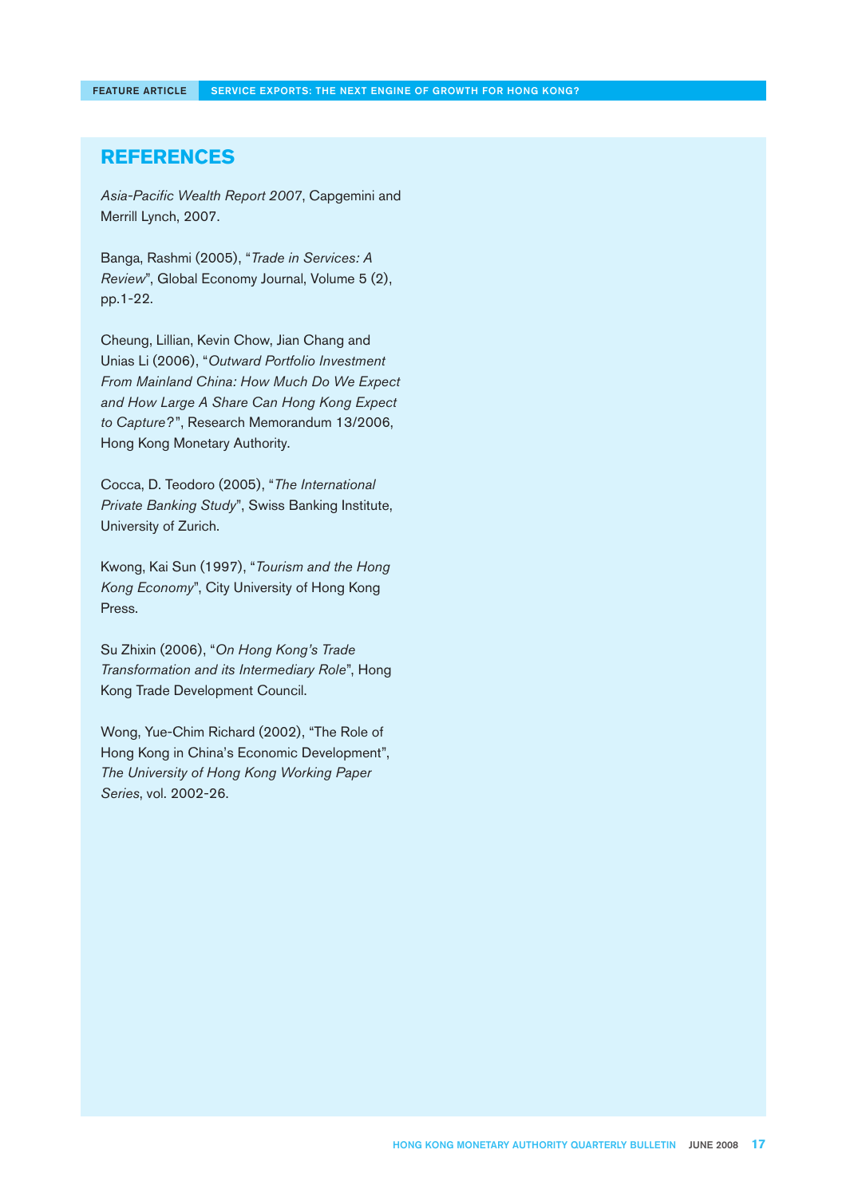## REFERENCES

*Asia-Pacific Wealth Report 2007*, Capgemini and Merrill Lynch, 2007.

Banga, Rashmi (2005), "*Trade in Services: A Review*", Global Economy Journal, Volume 5 (2), pp.1-22.

Cheung, Lillian, Kevin Chow, Jian Chang and Unias Li (2006), "*Outward Portfolio Investment From Mainland China: How Much Do We Expect and How Large A Share Can Hong Kong Expect to Capture?*", Research Memorandum 13/2006, Hong Kong Monetary Authority.

Cocca, D. Teodoro (2005), "*The International Private Banking Study*", Swiss Banking Institute, University of Zurich.

Kwong, Kai Sun (1997), "*Tourism and the Hong Kong Economy*", City University of Hong Kong Press.

Su Zhixin (2006), "*On Hong Kong's Trade Transformation and its Intermediary Role*", Hong Kong Trade Development Council.

Wong, Yue-Chim Richard (2002), "The Role of Hong Kong in China's Economic Development", *The University of Hong Kong Working Paper Series*, vol. 2002-26.